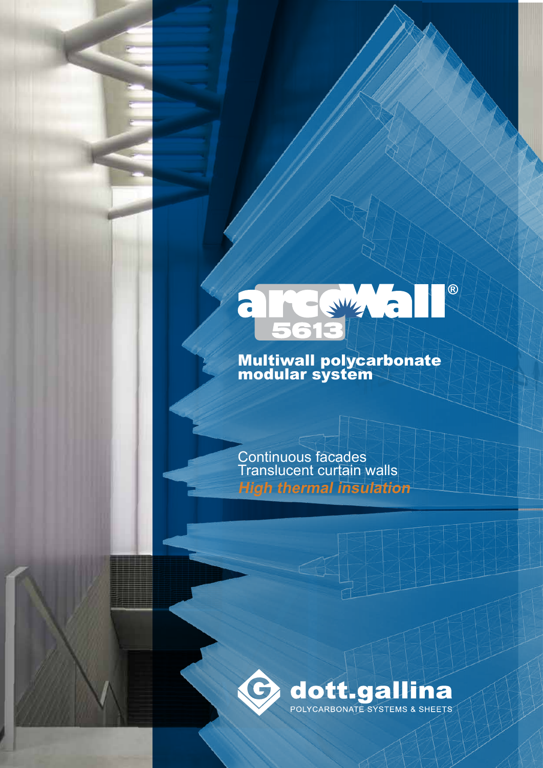# arcoWall® 5613

## Multiwall polycarbonate modular system

Continuous facades
Translucent curtain walls
***High thermal insulation***

**dott.gallina**
POLYCARBONATE SYSTEMS & SHEETS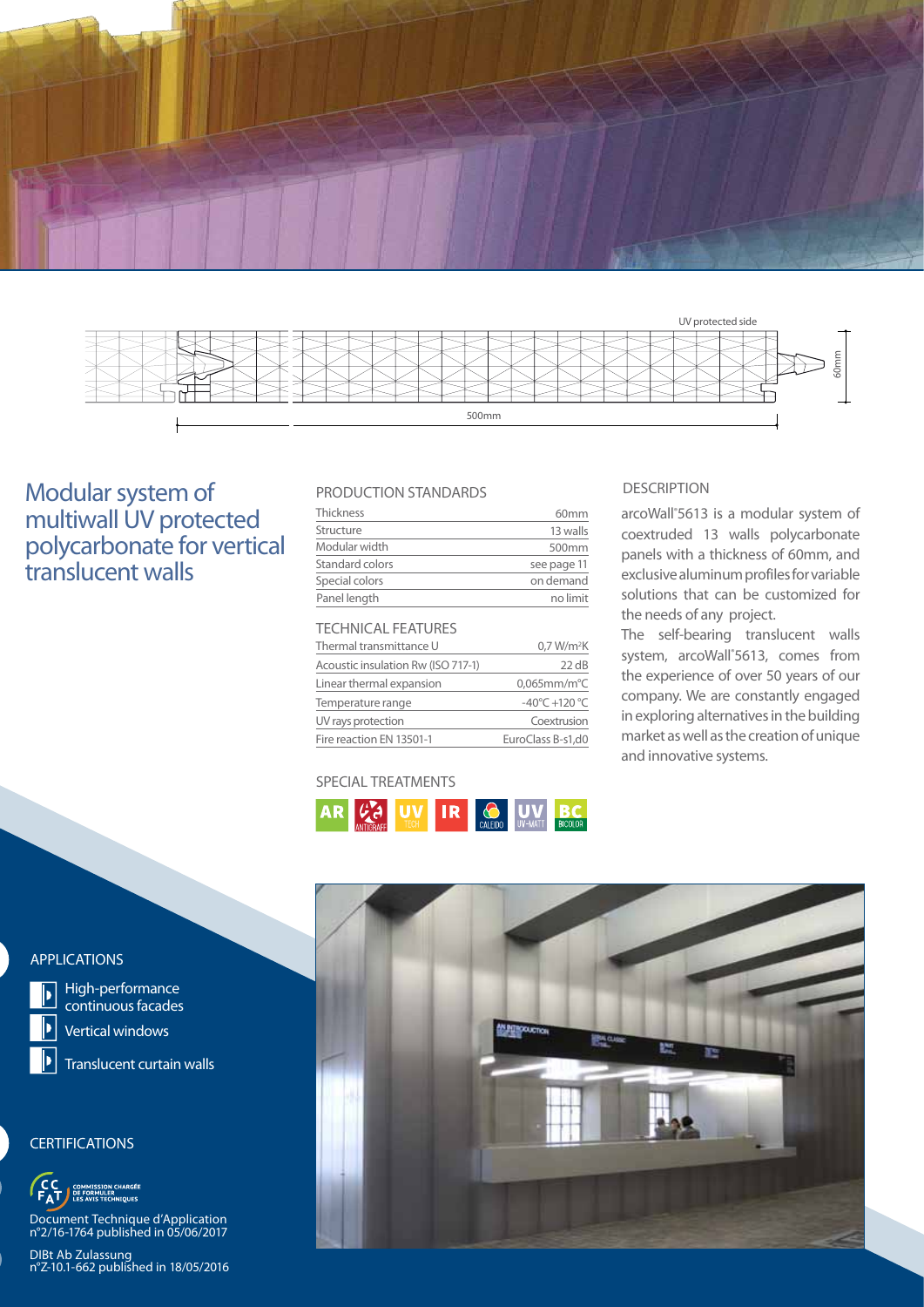UV protected side

60mm

500mm

# Modular system of multiwall UV protected polycarbonate for vertical translucent walls

## PRODUCTION STANDARDS

| Thickness | 60mm |
|---|---|
| Structure | 13 walls |
| Modular width | 500mm |
| Standard colors | see page 11 |
| Special colors | on demand |
| Panel length | no limit |

## TECHNICAL FEATURES

| Thermal transmittance U | 0,7 W/m²K |
|---|---|
| Acoustic insulation Rw (ISO 717-1) | 22 dB |
| Linear thermal expansion | 0,065mm/m°C |
| Temperature range | -40°C +120 °C |
| UV rays protection | Coextrusion |
| Fire reaction EN 13501-1 | EuroClass B-s1,d0 |

## SPECIAL TREATMENTS

AR · ANTIGRAFF · UV TECH · IR · CALEIDO · UV UV-MATT · BC BICOLOR

## DESCRIPTION

arcoWall®5613 is a modular system of coextruded 13 walls polycarbonate panels with a thickness of 60mm, and exclusive aluminum profiles for variable solutions that can be customized for the needs of any project.

The self-bearing translucent walls system, arcoWall®5613, comes from the experience of over 50 years of our company. We are constantly engaged in exploring alternatives in the building market as well as the creation of unique and innovative systems.

## APPLICATIONS

- High-performance continuous facades
- Vertical windows
- Translucent curtain walls

## CERTIFICATIONS

CCFAT – Commission chargée de formuler les avis techniques

Document Technique d'Application n°2/16-1764 published in 05/06/2017

DIBt Ab Zulassung n°Z-10.1-662 published in 18/05/2016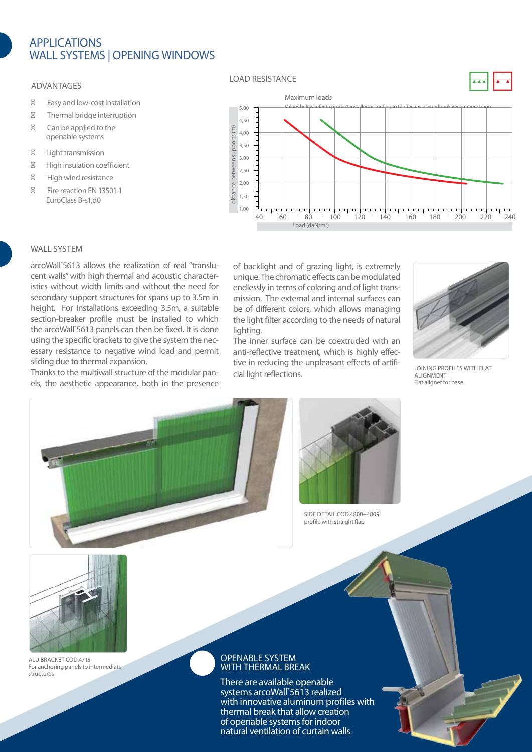# APPLICATIONS
# WALL SYSTEMS | OPENING WINDOWS

## ADVANTAGES

- Easy and low-cost installation
- Thermal bridge interruption
- Can be applied to the openable systems
- Light transmission
- High insulation coefficient
- High wind resistance
- Fire reaction EN 13501-1 EuroClass B-s1,d0

## LOAD RESISTANCE

Maximum loads

Values below refer to product installed according to the Technical Handbook Recommendation

distance between supports (m)

Load (daN/m²)

## WALL SYSTEM

arcoWall®5613 allows the realization of real "translucent walls" with high thermal and acoustic characteristics without width limits and without the need for secondary support structures for spans up to 3.5m in height. For installations exceeding 3.5m, a suitable section-breaker profile must be installed to which the arcoWall®5613 panels can then be fixed. It is done using the specific brackets to give the system the necessary resistance to negative wind load and permit sliding due to thermal expansion.

Thanks to the multiwall structure of the modular panels, the aesthetic appearance, both in the presence of backlight and of grazing light, is extremely unique. The chromatic effects can be modulated endlessly in terms of coloring and of light transmission. The external and internal surfaces can be of different colors, which allows managing the light filter according to the needs of natural lighting.

The inner surface can be coextruded with an anti-reflective treatment, which is highly effective in reducing the unpleasant effects of artificial light reflections.

JOINING PROFILES WITH FLAT ALIGNMENT
Flat aligner for base

SIDE DETAIL COD.4800+4809
profile with straight flap

ALU BRACKET COD.4715
For anchoring panels to intermediate structures

## OPENABLE SYSTEM WITH THERMAL BREAK

There are available openable systems arcoWall®5613 realized with innovative aluminum profiles with thermal break that allow creation of openable systems for indoor natural ventilation of curtain walls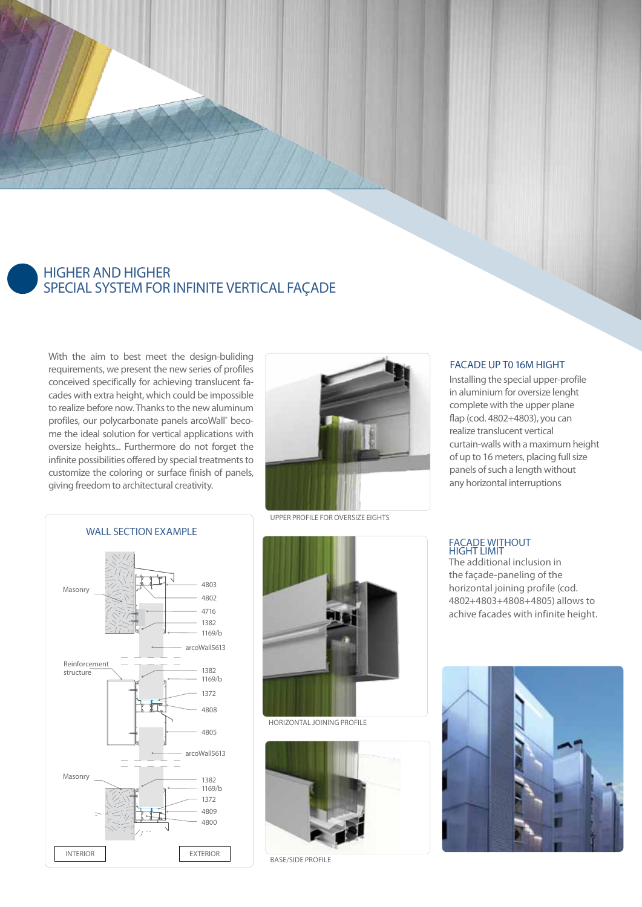# HIGHER AND HIGHER
## SPECIAL SYSTEM FOR INFINITE VERTICAL FAÇADE

With the aim to best meet the design-buliding requirements, we present the new series of profiles conceived specifically for achieving translucent facades with extra height, which could be impossible to realize before now. Thanks to the new aluminum profiles, our polycarbonate panels arcoWall® become the ideal solution for vertical applications with oversize heights... Furthermore do not forget the infinite possibilities offered by special treatments to customize the coloring or surface finish of panels, giving freedom to architectural creativity.

### WALL SECTION EXAMPLE

Masonry: 4803, 4802, 4716, 1382, 1169/b, arcoWall5613

Reinforcement structure: 1382, 1169/b, 1372, 4808, 4805, arcoWall5613

Masonry: 1382, 1169/b, 1372, 4809, 4800

INTERIOR — EXTERIOR

UPPER PROFILE FOR OVERSIZE EIGHTS

### FACADE UP T0 16M HIGHT

Installing the special upper-profile in aluminium for oversize lenght complete with the upper plane flap (cod. 4802+4803), you can realize translucent vertical curtain-walls with a maximum height of up to 16 meters, placing full size panels of such a length without any horizontal interruptions

HORIZONTAL JOINING PROFILE

### FACADE WITHOUT HIGHT LIMIT

The additional inclusion in the façade-paneling of the horizontal joining profile (cod. 4802+4803+4808+4805) allows to achive facades with infinite height.

BASE/SIDE PROFILE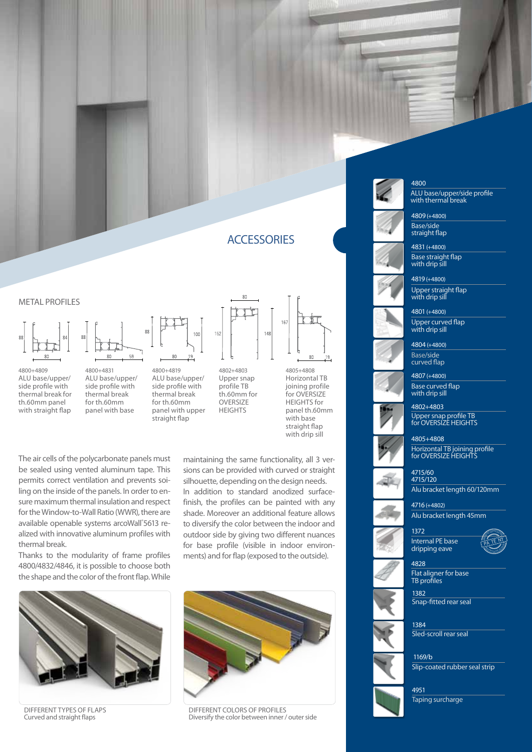# ACCESSORIES

## METAL PROFILES

4800+4809
ALU base/upper/side profile with thermal break for th.60mm panel with straight flap

4800+4831
ALU base/upper/side profile with thermal break for th.60mm panel with base

4800+4819
ALU base/upper/side profile with thermal break for th.60mm panel with upper straight flap

4802+4803
Upper snap profile TB th.60mm for OVERSIZE HEIGHTS

4805+4808
Horizontal TB joining profile for OVERSIZE HEIGHTS for panel th.60mm with base straight flap with drip sill

The air cells of the polycarbonate panels must be sealed using vented aluminum tape. This permits correct ventilation and prevents soiling on the inside of the panels. In order to ensure maximum thermal insulation and respect for the Window-to-Wall Ratio (WWR), there are available openable systems arcoWall®5613 realized with innovative aluminum profiles with thermal break.
Thanks to the modularity of frame profiles 4800/4832/4846, it is possible to choose both the shape and the color of the front flap. While maintaining the same functionality, all 3 versions can be provided with curved or straight silhouette, depending on the design needs.
In addition to standard anodized surface-finish, the profiles can be painted with any shade. Moreover an additional feature allows to diversify the color between the indoor and outdoor side by giving two different nuances for base profile (visible in indoor environments) and for flap (exposed to the outside).

DIFFERENT TYPES OF FLAPS
Curved and straight flaps

DIFFERENT COLORS OF PROFILES
Diversify the color between inner / outer side

4800
ALU base/upper/side profile with thermal break

4809 (+4800)
Base/side straight flap

4831 (+4800)
Base straight flap with drip sill

4819 (+4800)
Upper straight flap with drip sill

4801 (+4800)
Upper curved flap with drip sill

4804 (+4800)
Base/side curved flap

4807 (+4800)
Base curved flap with drip sill

4802+4803
Upper snap profile TB for OVERSIZE HEIGHTS

4805+4808
Horizontal TB joining profile for OVERSIZE HEIGHTS

4715/60
4715/120
Alu bracket length 60/120mm

4716 (+4802)
Alu bracket length 45mm

1372
Internal PE base dripping eave

4828
Flat aligner for base TB profiles

1382
Snap-fitted rear seal

1384
Sled-scroll rear seal

1169/b
Slip-coated rubber seal strip

4951
Taping surcharge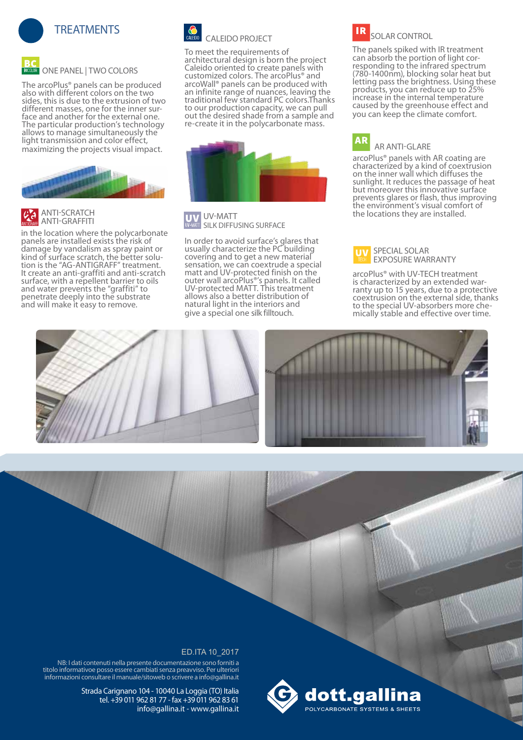# TREATMENTS

## ONE PANEL | TWO COLORS

The arcoPlus® panels can be produced also with different colors on the two sides, this is due to the extrusion of two different masses, one for the inner surface and another for the external one. The particular production's technology allows to manage simultaneously the light transmission and color effect, maximizing the projects visual impact.

## ANTI-SCRATCH ANTI-GRAFFITI

in the location where the polycarbonate panels are installed exists the risk of damage by vandalism as spray paint or kind of surface scratch, the better solution is the "AG-ANTIGRAFF" treatment. It create an anti-graffiti and anti-scratch surface, with a repellent barrier to oils and water prevents the "graffiti" to penetrate deeply into the substrate and will make it easy to remove.

## CALEIDO PROJECT

To meet the requirements of architectural design is born the project Caleido oriented to create panels with customized colors. The arcoPlus® and arcoWall® panels can be produced with an infinite range of nuances, leaving the traditional few standard PC colors.Thanks to our production capacity, we can pull out the desired shade from a sample and re-create it in the polycarbonate mass.

## UV-MATT SILK DIFFUSING SURFACE

In order to avoid surface's glares that usually characterize the PC building covering and to get a new material sensation, we can coextrude a special matt and UV-protected finish on the outer wall arcoPlus®'s panels. It called UV-protected MATT. This treatment allows also a better distribution of natural light in the interiors and give a special one silk filltouch.

## SOLAR CONTROL

The panels spiked with IR treatment can absorb the portion of light corresponding to the infrared spectrum (780-1400nm), blocking solar heat but letting pass the brightness. Using these products, you can reduce up to 25% increase in the internal temperature caused by the greenhouse effect and you can keep the climate comfort.

## AR ANTI-GLARE

arcoPlus® panels with AR coating are characterized by a kind of coextrusion on the inner wall which diffuses the sunlight. It reduces the passage of heat but moreover this innovative surface prevents glares or flash, thus improving the environment's visual comfort of the locations they are installed.

## SPECIAL SOLAR EXPOSURE WARRANTY

arcoPlus® with UV-TECH treatment is characterized by an extended warranty up to 15 years, due to a protective coextrusion on the external side, thanks to the special UV-absorbers more chemically stable and effective over time.

ED.ITA 10_2017

NB: I dati contenuti nella presente documentazione sono forniti a titolo informativoe posso essere cambiati senza preavviso. Per ulteriori informazioni consultare il manuale/sitoweb o scrivere a info@gallina.it

Strada Carignano 104 - 10040 La Loggia (TO) Italia
tel. +39 011 962 81 77 - fax +39 011 962 83 61
info@gallina.it - www.gallina.it

dott.gallina
POLYCARBONATE SYSTEMS & SHEETS